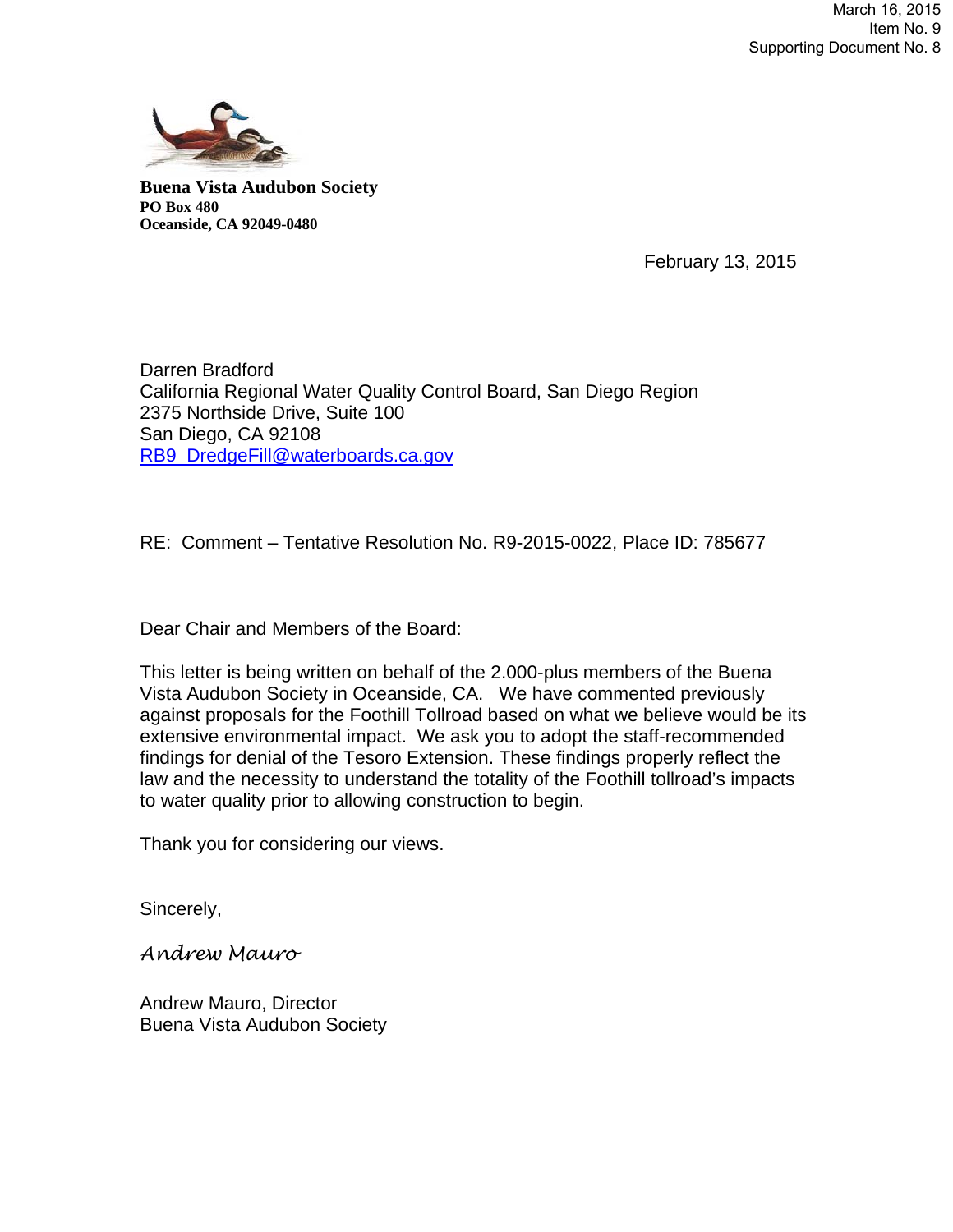March 16, 2015
Item No. 9
Supporting Document No. 8

**Buena Vista Audubon Society**
**PO Box 480**
**Oceanside, CA 92049-0480**

February 13, 2015

Darren Bradford
California Regional Water Quality Control Board, San Diego Region
2375 Northside Drive, Suite 100
San Diego, CA 92108
RB9_DredgeFill@waterboards.ca.gov

RE: Comment – Tentative Resolution No. R9-2015-0022, Place ID: 785677

Dear Chair and Members of the Board:

This letter is being written on behalf of the 2.000-plus members of the Buena Vista Audubon Society in Oceanside, CA. We have commented previously against proposals for the Foothill Tollroad based on what we believe would be its extensive environmental impact. We ask you to adopt the staff-recommended findings for denial of the Tesoro Extension. These findings properly reflect the law and the necessity to understand the totality of the Foothill tollroad's impacts to water quality prior to allowing construction to begin.

Thank you for considering our views.

Sincerely,

*Andrew Mauro*

Andrew Mauro, Director
Buena Vista Audubon Society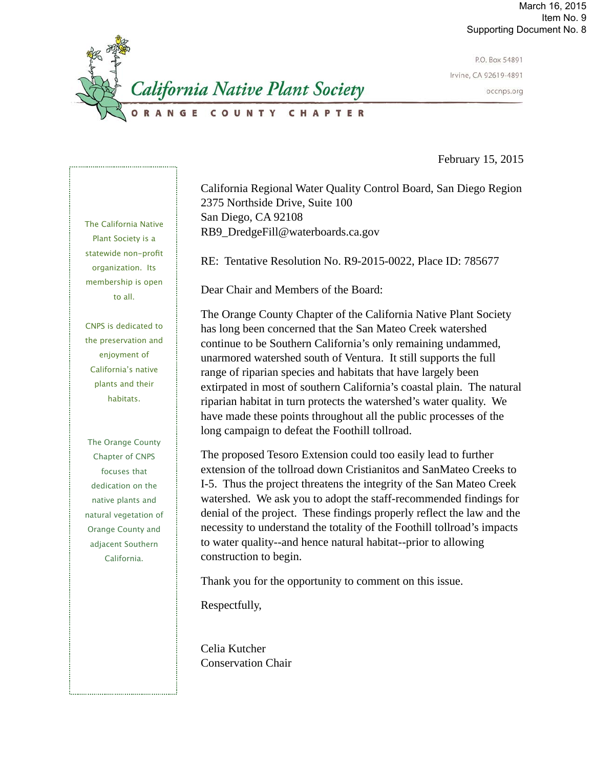March 16, 2015
Item No. 9
Supporting Document No. 8

**California Native Plant Society**
**ORANGE COUNTY CHAPTER**

P.O. Box 54891
Irvine, CA 92619-4891
occnps.org

The California Native Plant Society is a statewide non-profit organization. Its membership is open to all.

CNPS is dedicated to the preservation and enjoyment of California's native plants and their habitats.

The Orange County Chapter of CNPS focuses that dedication on the native plants and natural vegetation of Orange County and adjacent Southern California.

February 15, 2015

California Regional Water Quality Control Board, San Diego Region
2375 Northside Drive, Suite 100
San Diego, CA 92108
RB9_DredgeFill@waterboards.ca.gov

RE: Tentative Resolution No. R9-2015-0022, Place ID: 785677

Dear Chair and Members of the Board:

The Orange County Chapter of the California Native Plant Society has long been concerned that the San Mateo Creek watershed continue to be Southern California's only remaining undammed, unarmored watershed south of Ventura. It still supports the full range of riparian species and habitats that have largely been extirpated in most of southern California's coastal plain. The natural riparian habitat in turn protects the watershed's water quality. We have made these points throughout all the public processes of the long campaign to defeat the Foothill tollroad.

The proposed Tesoro Extension could too easily lead to further extension of the tollroad down Cristianitos and SanMateo Creeks to I-5. Thus the project threatens the integrity of the San Mateo Creek watershed. We ask you to adopt the staff-recommended findings for denial of the project. These findings properly reflect the law and the necessity to understand the totality of the Foothill tollroad's impacts to water quality--and hence natural habitat--prior to allowing construction to begin.

Thank you for the opportunity to comment on this issue.

Respectfully,

Celia Kutcher
Conservation Chair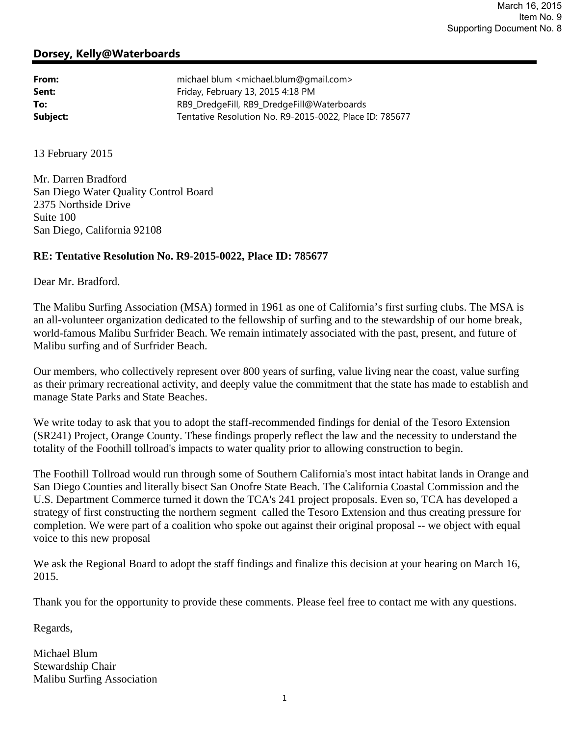March 16, 2015
Item No. 9
Supporting Document No. 8

## Dorsey, Kelly@Waterboards

**From:** michael blum <michael.blum@gmail.com>
**Sent:** Friday, February 13, 2015 4:18 PM
**To:** RB9_DredgeFill, RB9_DredgeFill@Waterboards
**Subject:** Tentative Resolution No. R9-2015-0022, Place ID: 785677

13 February 2015

Mr. Darren Bradford
San Diego Water Quality Control Board
2375 Northside Drive
Suite 100
San Diego, California 92108

**RE: Tentative Resolution No. R9-2015-0022, Place ID: 785677**

Dear Mr. Bradford.

The Malibu Surfing Association (MSA) formed in 1961 as one of California's first surfing clubs. The MSA is an all-volunteer organization dedicated to the fellowship of surfing and to the stewardship of our home break, world-famous Malibu Surfrider Beach. We remain intimately associated with the past, present, and future of Malibu surfing and of Surfrider Beach.

Our members, who collectively represent over 800 years of surfing, value living near the coast, value surfing as their primary recreational activity, and deeply value the commitment that the state has made to establish and manage State Parks and State Beaches.

We write today to ask that you to adopt the staff-recommended findings for denial of the Tesoro Extension (SR241) Project, Orange County. These findings properly reflect the law and the necessity to understand the totality of the Foothill tollroad's impacts to water quality prior to allowing construction to begin.

The Foothill Tollroad would run through some of Southern California's most intact habitat lands in Orange and San Diego Counties and literally bisect San Onofre State Beach. The California Coastal Commission and the U.S. Department Commerce turned it down the TCA's 241 project proposals. Even so, TCA has developed a strategy of first constructing the northern segment called the Tesoro Extension and thus creating pressure for completion. We were part of a coalition who spoke out against their original proposal -- we object with equal voice to this new proposal

We ask the Regional Board to adopt the staff findings and finalize this decision at your hearing on March 16, 2015.

Thank you for the opportunity to provide these comments. Please feel free to contact me with any questions.

Regards,

Michael Blum
Stewardship Chair
Malibu Surfing Association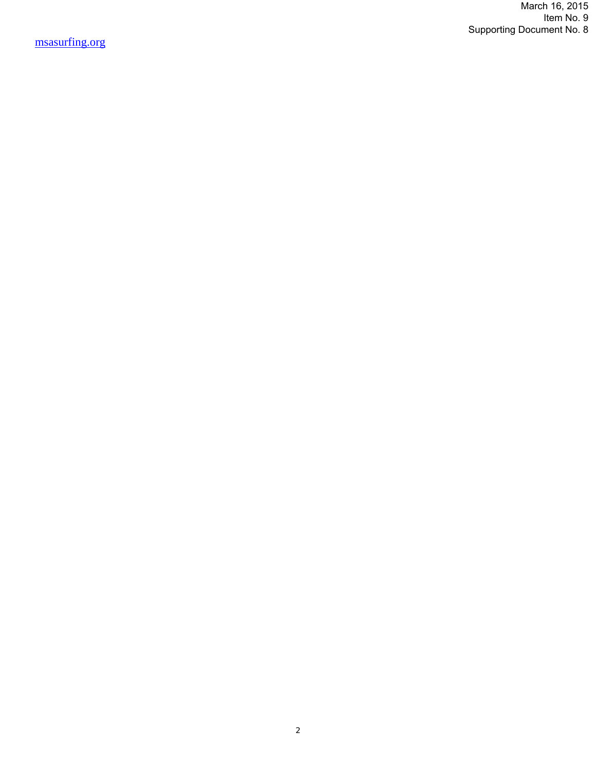[msasurfing.org](msasurfing.org)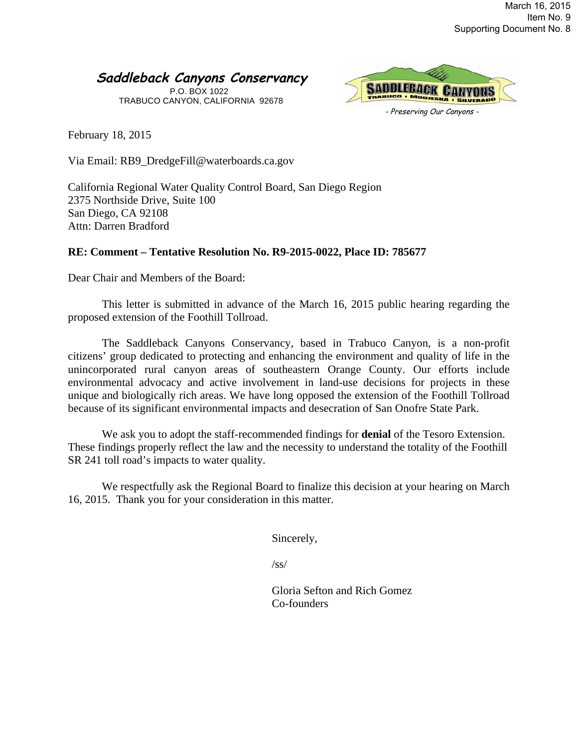March 16, 2015
Item No. 9
Supporting Document No. 8

## *Saddleback Canyons Conservancy*

P.O. BOX 1022
TRABUCO CANYON, CALIFORNIA 92678

SADDLEBACK CANYONS
TRABUCO • MODJESKA • SILVERADO
*- Preserving Our Canyons -*

February 18, 2015

Via Email: RB9_DredgeFill@waterboards.ca.gov

California Regional Water Quality Control Board, San Diego Region
2375 Northside Drive, Suite 100
San Diego, CA 92108
Attn: Darren Bradford

**RE: Comment – Tentative Resolution No. R9-2015-0022, Place ID: 785677**

Dear Chair and Members of the Board:

This letter is submitted in advance of the March 16, 2015 public hearing regarding the proposed extension of the Foothill Tollroad.

The Saddleback Canyons Conservancy, based in Trabuco Canyon, is a non-profit citizens' group dedicated to protecting and enhancing the environment and quality of life in the unincorporated rural canyon areas of southeastern Orange County. Our efforts include environmental advocacy and active involvement in land-use decisions for projects in these unique and biologically rich areas. We have long opposed the extension of the Foothill Tollroad because of its significant environmental impacts and desecration of San Onofre State Park.

We ask you to adopt the staff-recommended findings for **denial** of the Tesoro Extension. These findings properly reflect the law and the necessity to understand the totality of the Foothill SR 241 toll road's impacts to water quality.

We respectfully ask the Regional Board to finalize this decision at your hearing on March 16, 2015. Thank you for your consideration in this matter.

Sincerely,

/ss/

Gloria Sefton and Rich Gomez
Co-founders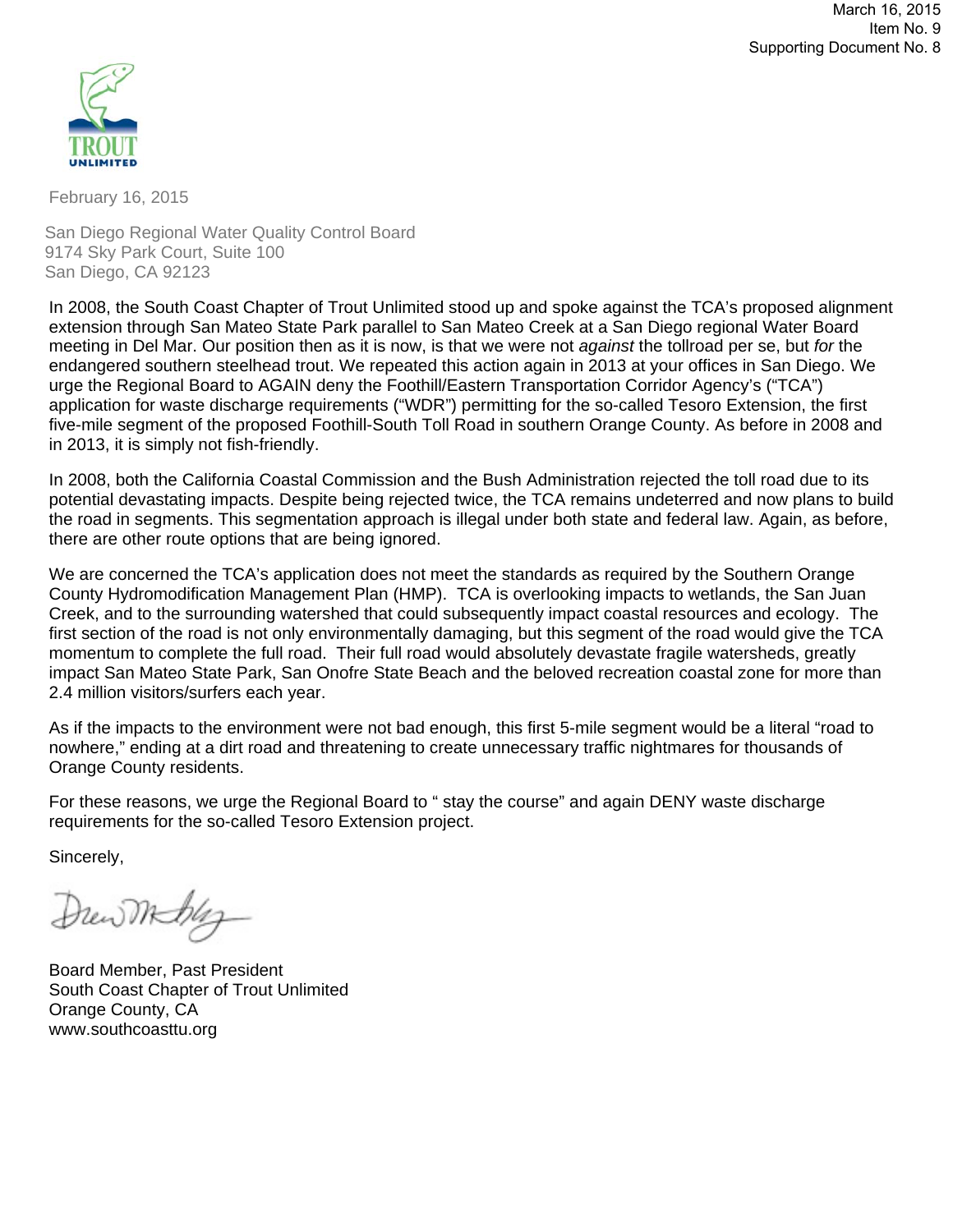March 16, 2015
Item No. 9
Supporting Document No. 8

TROUT UNLIMITED

February 16, 2015

San Diego Regional Water Quality Control Board
9174 Sky Park Court, Suite 100
San Diego, CA 92123

In 2008, the South Coast Chapter of Trout Unlimited stood up and spoke against the TCA's proposed alignment extension through San Mateo State Park parallel to San Mateo Creek at a San Diego regional Water Board meeting in Del Mar. Our position then as it is now, is that we were not *against* the tollroad per se, but *for* the endangered southern steelhead trout. We repeated this action again in 2013 at your offices in San Diego. We urge the Regional Board to AGAIN deny the Foothill/Eastern Transportation Corridor Agency's ("TCA") application for waste discharge requirements ("WDR") permitting for the so-called Tesoro Extension, the first five-mile segment of the proposed Foothill-South Toll Road in southern Orange County. As before in 2008 and in 2013, it is simply not fish-friendly.

In 2008, both the California Coastal Commission and the Bush Administration rejected the toll road due to its potential devastating impacts. Despite being rejected twice, the TCA remains undeterred and now plans to build the road in segments. This segmentation approach is illegal under both state and federal law. Again, as before, there are other route options that are being ignored.

We are concerned the TCA's application does not meet the standards as required by the Southern Orange County Hydromodification Management Plan (HMP). TCA is overlooking impacts to wetlands, the San Juan Creek, and to the surrounding watershed that could subsequently impact coastal resources and ecology. The first section of the road is not only environmentally damaging, but this segment of the road would give the TCA momentum to complete the full road. Their full road would absolutely devastate fragile watersheds, greatly impact San Mateo State Park, San Onofre State Beach and the beloved recreation coastal zone for more than 2.4 million visitors/surfers each year.

As if the impacts to the environment were not bad enough, this first 5-mile segment would be a literal "road to nowhere," ending at a dirt road and threatening to create unnecessary traffic nightmares for thousands of Orange County residents.

For these reasons, we urge the Regional Board to " stay the course" and again DENY waste discharge requirements for the so-called Tesoro Extension project.

Sincerely,

Board Member, Past President
South Coast Chapter of Trout Unlimited
Orange County, CA
www.southcoasttu.org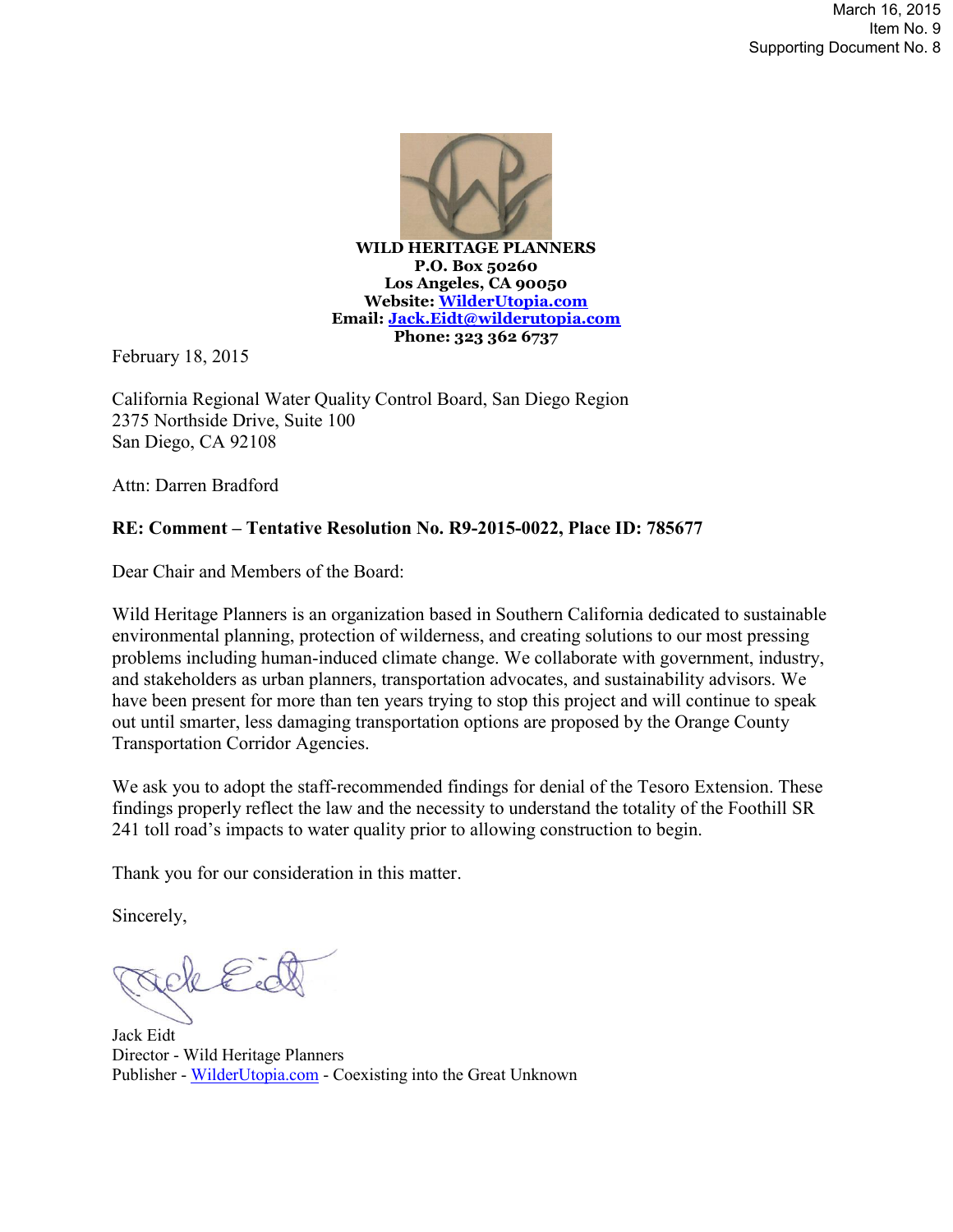March 16, 2015
Item No. 9
Supporting Document No. 8

**WILD HERITAGE PLANNERS**
**P.O. Box 50260**
**Los Angeles, CA 90050**
**Website: WilderUtopia.com**
**Email: Jack.Eidt@wilderutopia.com**
**Phone: 323 362 6737**

February 18, 2015

California Regional Water Quality Control Board, San Diego Region
2375 Northside Drive, Suite 100
San Diego, CA 92108

Attn: Darren Bradford

**RE: Comment – Tentative Resolution No. R9-2015-0022, Place ID: 785677**

Dear Chair and Members of the Board:

Wild Heritage Planners is an organization based in Southern California dedicated to sustainable environmental planning, protection of wilderness, and creating solutions to our most pressing problems including human-induced climate change. We collaborate with government, industry, and stakeholders as urban planners, transportation advocates, and sustainability advisors. We have been present for more than ten years trying to stop this project and will continue to speak out until smarter, less damaging transportation options are proposed by the Orange County Transportation Corridor Agencies.

We ask you to adopt the staff-recommended findings for denial of the Tesoro Extension. These findings properly reflect the law and the necessity to understand the totality of the Foothill SR 241 toll road's impacts to water quality prior to allowing construction to begin.

Thank you for our consideration in this matter.

Sincerely,

Jack Eidt
Director - Wild Heritage Planners
Publisher - WilderUtopia.com - Coexisting into the Great Unknown